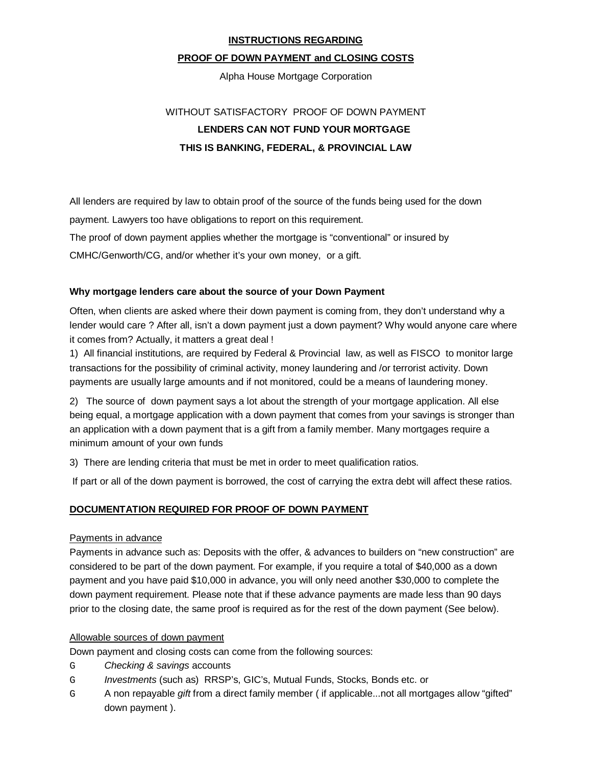**INSTRUCTIONS REGARDING**

**PROOF OF DOWN PAYMENT and CLOSING COSTS**

Alpha House Mortgage Corporation

WITHOUT SATISFACTORY PROOF OF DOWN PAYMENT

**LENDERS CAN NOT FUND YOUR MORTGAGE**

**THIS IS BANKING, FEDERAL, & PROVINCIAL LAW**

All lenders are required by law to obtain proof of the source of the funds being used for the down payment. Lawyers too have obligations to report on this requirement.

The proof of down payment applies whether the mortgage is "conventional" or insured by CMHC/Genworth/CG, and/or whether it's your own money, or a gift.

**Why mortgage lenders care about the source of your Down Payment**

Often, when clients are asked where their down payment is coming from, they don't understand why a lender would care ? After all, isn't a down payment just a down payment? Why would anyone care where it comes from? Actually, it matters a great deal !

1) All financial institutions, are required by Federal & Provincial law, as well as FISCO to monitor large transactions for the possibility of criminal activity, money laundering and /or terrorist activity. Down payments are usually large amounts and if not monitored, could be a means of laundering money.

2) The source of down payment says a lot about the strength of your mortgage application. All else being equal, a mortgage application with a down payment that comes from your savings is stronger than an application with a down payment that is a gift from a family member. Many mortgages require a minimum amount of your own funds

3) There are lending criteria that must be met in order to meet qualification ratios.

If part or all of the down payment is borrowed, the cost of carrying the extra debt will affect these ratios.

**DOCUMENTATION REQUIRED FOR PROOF OF DOWN PAYMENT**

Payments in advance

Payments in advance such as: Deposits with the offer, & advances to builders on "new construction" are considered to be part of the down payment. For example, if you require a total of $40,000 as a down payment and you have paid $10,000 in advance, you will only need another $30,000 to complete the down payment requirement. Please note that if these advance payments are made less than 90 days prior to the closing date, the same proof is required as for the rest of the down payment (See below).

Allowable sources of down payment

Down payment and closing costs can come from the following sources:

- *Checking & savings* accounts
- *Investments* (such as) RRSP's, GIC's, Mutual Funds, Stocks, Bonds etc. or
- A non repayable *gift* from a direct family member ( if applicable...not all mortgages allow "gifted" down payment ).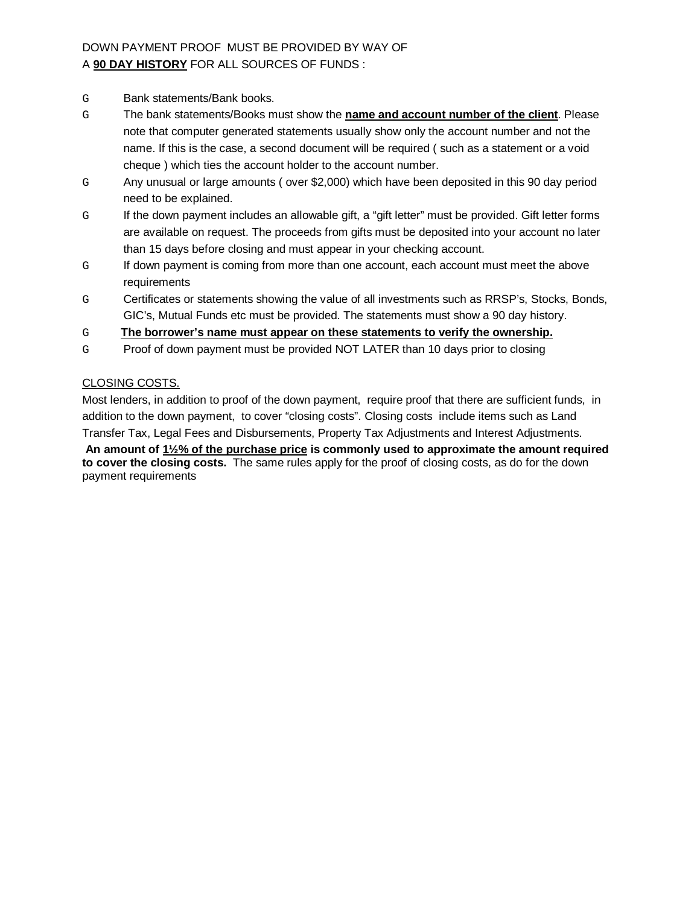DOWN PAYMENT PROOF MUST BE PROVIDED BY WAY OF A **90 DAY HISTORY** FOR ALL SOURCES OF FUNDS :

- Bank statements/Bank books.
- The bank statements/Books must show the **name and account number of the client**. Please note that computer generated statements usually show only the account number and not the name. If this is the case, a second document will be required ( such as a statement or a void cheque ) which ties the account holder to the account number.
- Any unusual or large amounts ( over $2,000) which have been deposited in this 90 day period need to be explained.
- If the down payment includes an allowable gift, a "gift letter" must be provided. Gift letter forms are available on request. The proceeds from gifts must be deposited into your account no later than 15 days before closing and must appear in your checking account.
- If down payment is coming from more than one account, each account must meet the above requirements
- Certificates or statements showing the value of all investments such as RRSP's, Stocks, Bonds, GIC's, Mutual Funds etc must be provided. The statements must show a 90 day history.
- **The borrower's name must appear on these statements to verify the ownership.**
- Proof of down payment must be provided NOT LATER than 10 days prior to closing

CLOSING COSTS.

Most lenders, in addition to proof of the down payment, require proof that there are sufficient funds, in addition to the down payment, to cover "closing costs". Closing costs include items such as Land Transfer Tax, Legal Fees and Disbursements, Property Tax Adjustments and Interest Adjustments.

**An amount of 1½% of the purchase price is commonly used to approximate the amount required to cover the closing costs.** The same rules apply for the proof of closing costs, as do for the down payment requirements